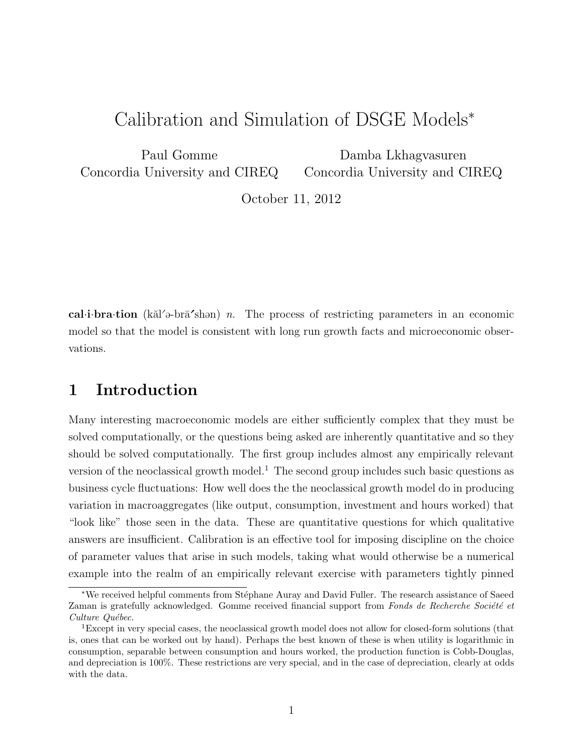# Calibration and Simulation of DSGE Models*

Paul Gomme
Concordia University and CIREQ

Damba Lkhagvasuren
Concordia University and CIREQ

October 11, 2012

**cal·i·bra·tion** (kăl′ə-brā′shən) *n.* The process of restricting parameters in an economic model so that the model is consistent with long run growth facts and microeconomic observations.

## 1 Introduction

Many interesting macroeconomic models are either sufficiently complex that they must be solved computationally, or the questions being asked are inherently quantitative and so they should be solved computationally. The first group includes almost any empirically relevant version of the neoclassical growth model.[1] The second group includes such basic questions as business cycle fluctuations: How well does the the neoclassical growth model do in producing variation in macroaggregates (like output, consumption, investment and hours worked) that "look like" those seen in the data. These are quantitative questions for which qualitative answers are insufficient. Calibration is an effective tool for imposing discipline on the choice of parameter values that arise in such models, taking what would otherwise be a numerical example into the realm of an empirically relevant exercise with parameters tightly pinned

---

*We received helpful comments from Stéphane Auray and David Fuller. The research assistance of Saeed Zaman is gratefully acknowledged. Gomme received financial support from *Fonds de Recherche Société et Culture Québec*.

[1]Except in very special cases, the neoclassical growth model does not allow for closed-form solutions (that is, ones that can be worked out by hand). Perhaps the best known of these is when utility is logarithmic in consumption, separable between consumption and hours worked, the production function is Cobb-Douglas, and depreciation is 100%. These restrictions are very special, and in the case of depreciation, clearly at odds with the data.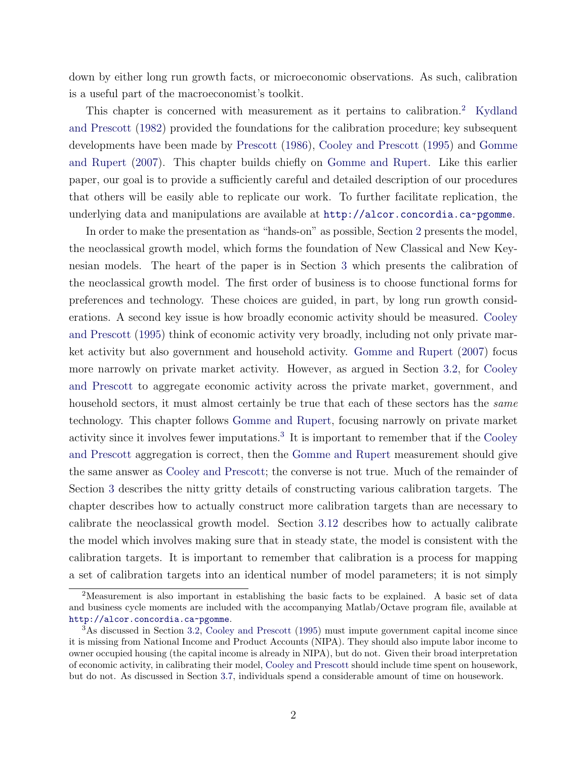down by either long run growth facts, or microeconomic observations. As such, calibration is a useful part of the macroeconomist's toolkit.

This chapter is concerned with measurement as it pertains to calibration.[2] Kydland and Prescott (1982) provided the foundations for the calibration procedure; key subsequent developments have been made by Prescott (1986), Cooley and Prescott (1995) and Gomme and Rupert (2007). This chapter builds chiefly on Gomme and Rupert. Like this earlier paper, our goal is to provide a sufficiently careful and detailed description of our procedures that others will be easily able to replicate our work. To further facilitate replication, the underlying data and manipulations are available at `http://alcor.concordia.ca~pgomme`.

In order to make the presentation as "hands-on" as possible, Section 2 presents the model, the neoclassical growth model, which forms the foundation of New Classical and New Keynesian models. The heart of the paper is in Section 3 which presents the calibration of the neoclassical growth model. The first order of business is to choose functional forms for preferences and technology. These choices are guided, in part, by long run growth considerations. A second key issue is how broadly economic activity should be measured. Cooley and Prescott (1995) think of economic activity very broadly, including not only private market activity but also government and household activity. Gomme and Rupert (2007) focus more narrowly on private market activity. However, as argued in Section 3.2, for Cooley and Prescott to aggregate economic activity across the private market, government, and household sectors, it must almost certainly be true that each of these sectors has the *same* technology. This chapter follows Gomme and Rupert, focusing narrowly on private market activity since it involves fewer imputations.[3] It is important to remember that if the Cooley and Prescott aggregation is correct, then the Gomme and Rupert measurement should give the same answer as Cooley and Prescott; the converse is not true. Much of the remainder of Section 3 describes the nitty gritty details of constructing various calibration targets. The chapter describes how to actually construct more calibration targets than are necessary to calibrate the neoclassical growth model. Section 3.12 describes how to actually calibrate the model which involves making sure that in steady state, the model is consistent with the calibration targets. It is important to remember that calibration is a process for mapping a set of calibration targets into an identical number of model parameters; it is not simply

[2] Measurement is also important in establishing the basic facts to be explained. A basic set of data and business cycle moments are included with the accompanying Matlab/Octave program file, available at `http://alcor.concordia.ca~pgomme`.

[3] As discussed in Section 3.2, Cooley and Prescott (1995) must impute government capital income since it is missing from National Income and Product Accounts (NIPA). They should also impute labor income to owner occupied housing (the capital income is already in NIPA), but do not. Given their broad interpretation of economic activity, in calibrating their model, Cooley and Prescott should include time spent on housework, but do not. As discussed in Section 3.7, individuals spend a considerable amount of time on housework.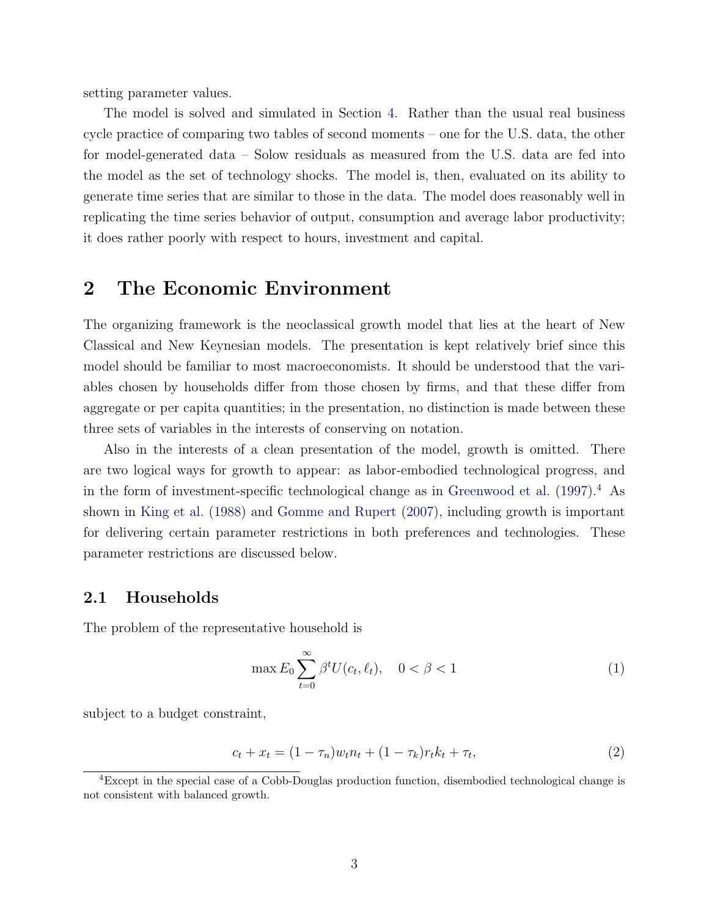setting parameter values.

The model is solved and simulated in Section 4. Rather than the usual real business cycle practice of comparing two tables of second moments – one for the U.S. data, the other for model-generated data – Solow residuals as measured from the U.S. data are fed into the model as the set of technology shocks. The model is, then, evaluated on its ability to generate time series that are similar to those in the data. The model does reasonably well in replicating the time series behavior of output, consumption and average labor productivity; it does rather poorly with respect to hours, investment and capital.

# 2 The Economic Environment

The organizing framework is the neoclassical growth model that lies at the heart of New Classical and New Keynesian models. The presentation is kept relatively brief since this model should be familiar to most macroeconomists. It should be understood that the variables chosen by households differ from those chosen by firms, and that these differ from aggregate or per capita quantities; in the presentation, no distinction is made between these three sets of variables in the interests of conserving on notation.

Also in the interests of a clean presentation of the model, growth is omitted. There are two logical ways for growth to appear: as labor-embodied technological progress, and in the form of investment-specific technological change as in Greenwood et al. (1997).[4] As shown in King et al. (1988) and Gomme and Rupert (2007), including growth is important for delivering certain parameter restrictions in both preferences and technologies. These parameter restrictions are discussed below.

## 2.1 Households

The problem of the representative household is

$$\max E_0 \sum_{t=0}^{\infty} \beta^t U(c_t, \ell_t), \quad 0 < \beta < 1 \tag{1}$$

subject to a budget constraint,

$$c_t + x_t = (1 - \tau_n) w_t n_t + (1 - \tau_k) r_t k_t + \tau_t, \tag{2}$$

[4] Except in the special case of a Cobb-Douglas production function, disembodied technological change is not consistent with balanced growth.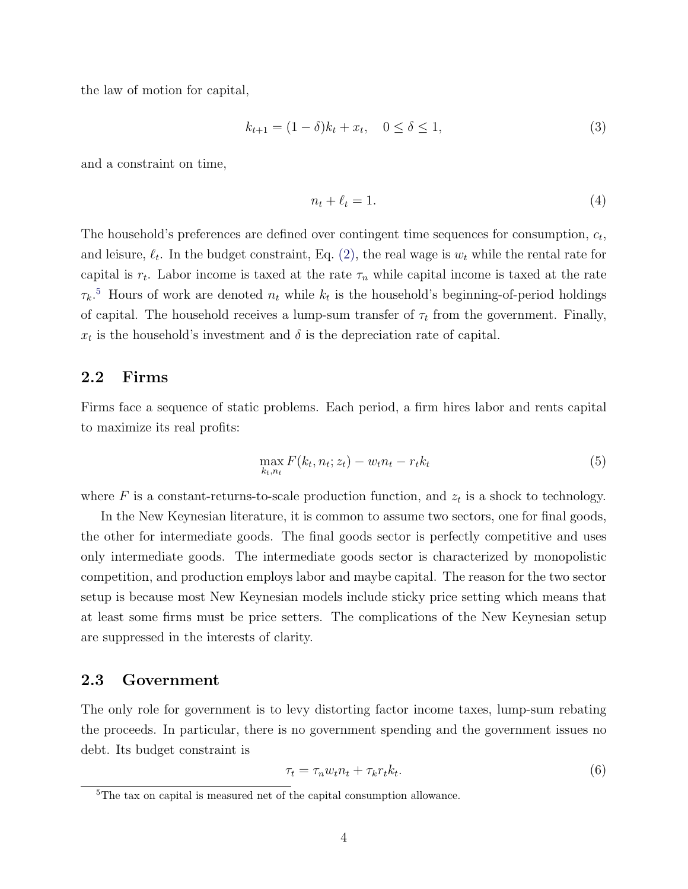the law of motion for capital,

$$k_{t+1} = (1-\delta)k_t + x_t, \quad 0 \leq \delta \leq 1, \tag{3}$$

and a constraint on time,

$$n_t + \ell_t = 1. \tag{4}$$

The household's preferences are defined over contingent time sequences for consumption, $c_t$, and leisure, $\ell_t$. In the budget constraint, Eq. (2), the real wage is $w_t$ while the rental rate for capital is $r_t$. Labor income is taxed at the rate $\tau_n$ while capital income is taxed at the rate $\tau_k$.[5] Hours of work are denoted $n_t$ while $k_t$ is the household's beginning-of-period holdings of capital. The household receives a lump-sum transfer of $\tau_t$ from the government. Finally, $x_t$ is the household's investment and $\delta$ is the depreciation rate of capital.

## 2.2 Firms

Firms face a sequence of static problems. Each period, a firm hires labor and rents capital to maximize its real profits:

$$\max_{k_t, n_t} F(k_t, n_t; z_t) - w_t n_t - r_t k_t \tag{5}$$

where $F$ is a constant-returns-to-scale production function, and $z_t$ is a shock to technology.

In the New Keynesian literature, it is common to assume two sectors, one for final goods, the other for intermediate goods. The final goods sector is perfectly competitive and uses only intermediate goods. The intermediate goods sector is characterized by monopolistic competition, and production employs labor and maybe capital. The reason for the two sector setup is because most New Keynesian models include sticky price setting which means that at least some firms must be price setters. The complications of the New Keynesian setup are suppressed in the interests of clarity.

## 2.3 Government

The only role for government is to levy distorting factor income taxes, lump-sum rebating the proceeds. In particular, there is no government spending and the government issues no debt. Its budget constraint is

$$\tau_t = \tau_n w_t n_t + \tau_k r_t k_t. \tag{6}$$

[5] The tax on capital is measured net of the capital consumption allowance.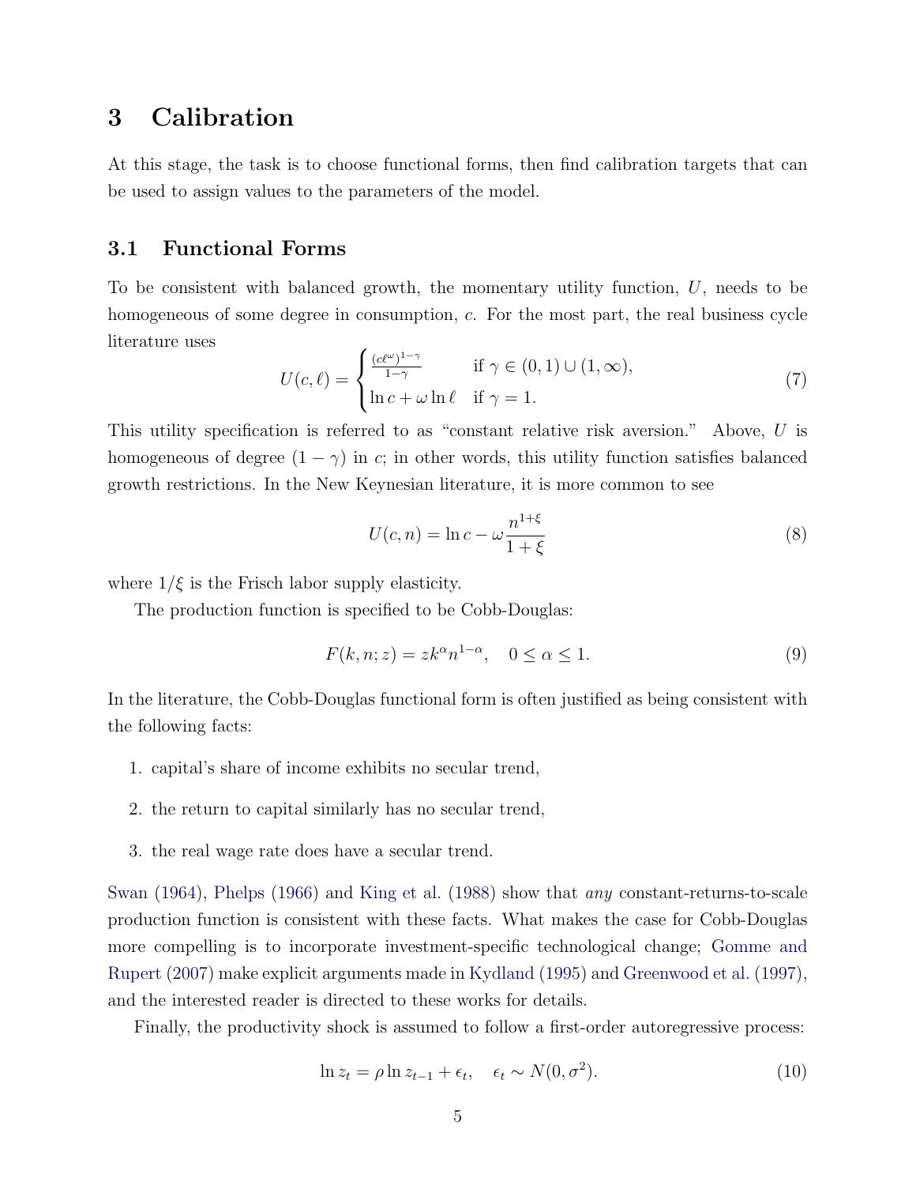## 3 Calibration

At this stage, the task is to choose functional forms, then find calibration targets that can be used to assign values to the parameters of the model.

### 3.1 Functional Forms

To be consistent with balanced growth, the momentary utility function, $U$, needs to be homogeneous of some degree in consumption, $c$. For the most part, the real business cycle literature uses

$$U(c,\ell) = \begin{cases} \frac{(c\ell^{\omega})^{1-\gamma}}{1-\gamma} & \text{if } \gamma \in (0,1) \cup (1,\infty), \\ \ln c + \omega \ln \ell & \text{if } \gamma = 1. \end{cases} \tag{7}$$

This utility specification is referred to as "constant relative risk aversion." Above, $U$ is homogeneous of degree $(1-\gamma)$ in $c$; in other words, this utility function satisfies balanced growth restrictions. In the New Keynesian literature, it is more common to see

$$U(c,n) = \ln c - \omega \frac{n^{1+\xi}}{1+\xi} \tag{8}$$

where $1/\xi$ is the Frisch labor supply elasticity.

The production function is specified to be Cobb-Douglas:

$$F(k,n;z) = zk^{\alpha}n^{1-\alpha}, \quad 0 \leq \alpha \leq 1. \tag{9}$$

In the literature, the Cobb-Douglas functional form is often justified as being consistent with the following facts:

1. capital's share of income exhibits no secular trend,
2. the return to capital similarly has no secular trend,
3. the real wage rate does have a secular trend.

Swan (1964), Phelps (1966) and King et al. (1988) show that *any* constant-returns-to-scale production function is consistent with these facts. What makes the case for Cobb-Douglas more compelling is to incorporate investment-specific technological change; Gomme and Rupert (2007) make explicit arguments made in Kydland (1995) and Greenwood et al. (1997), and the interested reader is directed to these works for details.

Finally, the productivity shock is assumed to follow a first-order autoregressive process:

$$\ln z_t = \rho \ln z_{t-1} + \epsilon_t, \quad \epsilon_t \sim N(0, \sigma^2). \tag{10}$$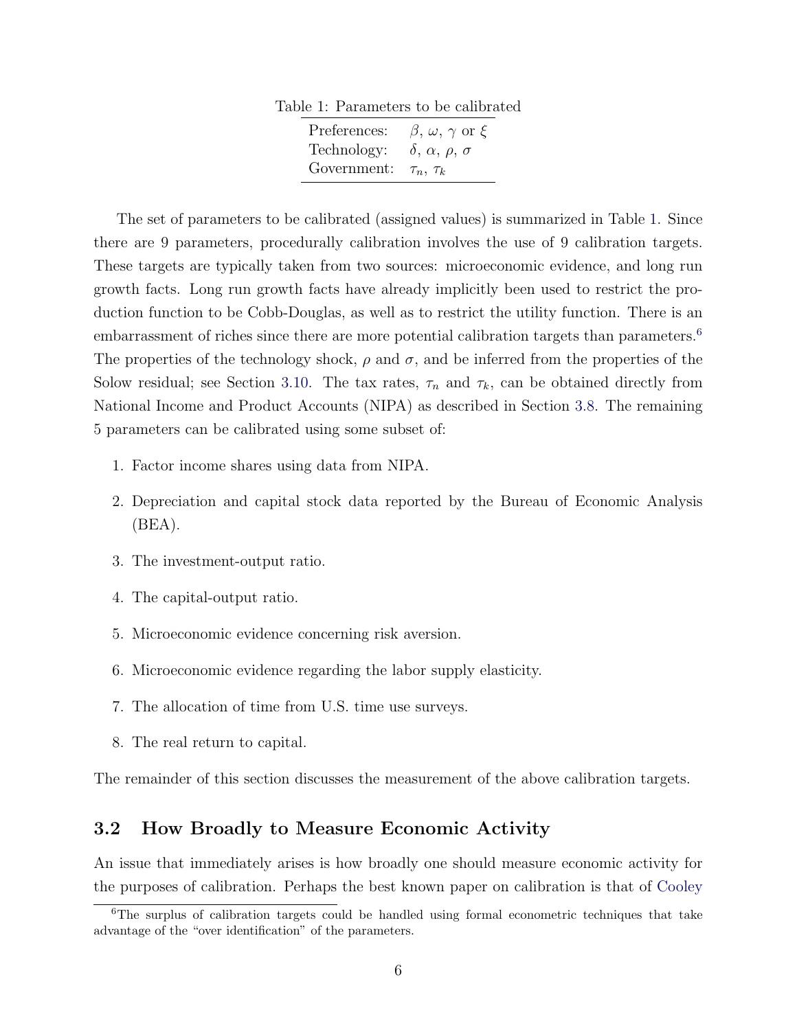Table 1: Parameters to be calibrated

| | |
|---|---|
| Preferences: | $\beta$, $\omega$, $\gamma$ or $\xi$ |
| Technology: | $\delta$, $\alpha$, $\rho$, $\sigma$ |
| Government: | $\tau_n$, $\tau_k$ |

The set of parameters to be calibrated (assigned values) is summarized in Table 1. Since there are 9 parameters, procedurally calibration involves the use of 9 calibration targets. These targets are typically taken from two sources: microeconomic evidence, and long run growth facts. Long run growth facts have already implicitly been used to restrict the production function to be Cobb-Douglas, as well as to restrict the utility function. There is an embarrassment of riches since there are more potential calibration targets than parameters.[6] The properties of the technology shock, $\rho$ and $\sigma$, and be inferred from the properties of the Solow residual; see Section 3.10. The tax rates, $\tau_n$ and $\tau_k$, can be obtained directly from National Income and Product Accounts (NIPA) as described in Section 3.8. The remaining 5 parameters can be calibrated using some subset of:

1. Factor income shares using data from NIPA.
2. Depreciation and capital stock data reported by the Bureau of Economic Analysis (BEA).
3. The investment-output ratio.
4. The capital-output ratio.
5. Microeconomic evidence concerning risk aversion.
6. Microeconomic evidence regarding the labor supply elasticity.
7. The allocation of time from U.S. time use surveys.
8. The real return to capital.

The remainder of this section discusses the measurement of the above calibration targets.

## 3.2 How Broadly to Measure Economic Activity

An issue that immediately arises is how broadly one should measure economic activity for the purposes of calibration. Perhaps the best known paper on calibration is that of Cooley

[6] The surplus of calibration targets could be handled using formal econometric techniques that take advantage of the "over identification" of the parameters.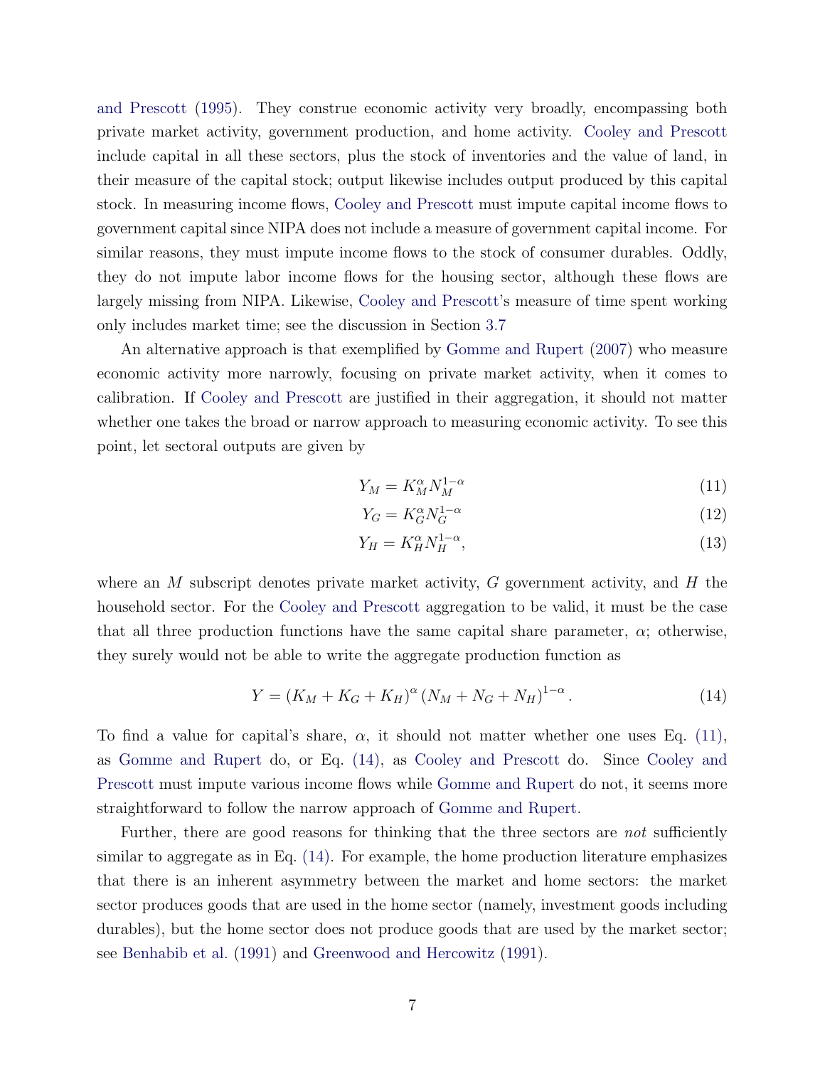and Prescott (1995). They construe economic activity very broadly, encompassing both private market activity, government production, and home activity. Cooley and Prescott include capital in all these sectors, plus the stock of inventories and the value of land, in their measure of the capital stock; output likewise includes output produced by this capital stock. In measuring income flows, Cooley and Prescott must impute capital income flows to government capital since NIPA does not include a measure of government capital income. For similar reasons, they must impute income flows to the stock of consumer durables. Oddly, they do not impute labor income flows for the housing sector, although these flows are largely missing from NIPA. Likewise, Cooley and Prescott's measure of time spent working only includes market time; see the discussion in Section 3.7

An alternative approach is that exemplified by Gomme and Rupert (2007) who measure economic activity more narrowly, focusing on private market activity, when it comes to calibration. If Cooley and Prescott are justified in their aggregation, it should not matter whether one takes the broad or narrow approach to measuring economic activity. To see this point, let sectoral outputs are given by

$$Y_M = K_M^{\alpha} N_M^{1-\alpha} \tag{11}$$

$$Y_G = K_G^{\alpha} N_G^{1-\alpha} \tag{12}$$

$$Y_H = K_H^{\alpha} N_H^{1-\alpha}, \tag{13}$$

where an $M$ subscript denotes private market activity, $G$ government activity, and $H$ the household sector. For the Cooley and Prescott aggregation to be valid, it must be the case that all three production functions have the same capital share parameter, $\alpha$; otherwise, they surely would not be able to write the aggregate production function as

$$Y = (K_M + K_G + K_H)^{\alpha} (N_M + N_G + N_H)^{1-\alpha}. \tag{14}$$

To find a value for capital's share, $\alpha$, it should not matter whether one uses Eq. (11), as Gomme and Rupert do, or Eq. (14), as Cooley and Prescott do. Since Cooley and Prescott must impute various income flows while Gomme and Rupert do not, it seems more straightforward to follow the narrow approach of Gomme and Rupert.

Further, there are good reasons for thinking that the three sectors are *not* sufficiently similar to aggregate as in Eq. (14). For example, the home production literature emphasizes that there is an inherent asymmetry between the market and home sectors: the market sector produces goods that are used in the home sector (namely, investment goods including durables), but the home sector does not produce goods that are used by the market sector; see Benhabib et al. (1991) and Greenwood and Hercowitz (1991).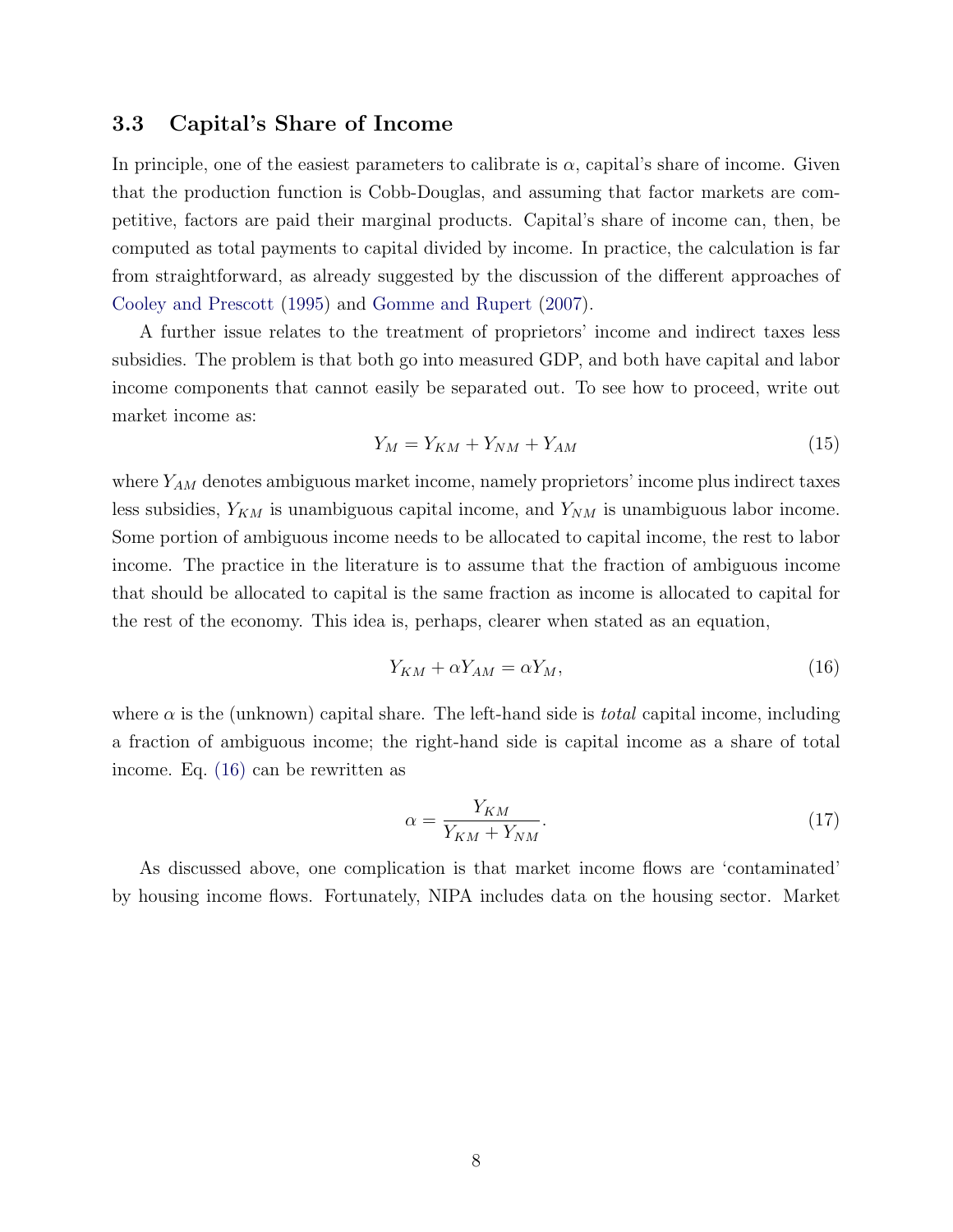### 3.3 Capital's Share of Income

In principle, one of the easiest parameters to calibrate is $\alpha$, capital's share of income. Given that the production function is Cobb-Douglas, and assuming that factor markets are competitive, factors are paid their marginal products. Capital's share of income can, then, be computed as total payments to capital divided by income. In practice, the calculation is far from straightforward, as already suggested by the discussion of the different approaches of Cooley and Prescott (1995) and Gomme and Rupert (2007).

A further issue relates to the treatment of proprietors' income and indirect taxes less subsidies. The problem is that both go into measured GDP, and both have capital and labor income components that cannot easily be separated out. To see how to proceed, write out market income as:

$$Y_M = Y_{KM} + Y_{NM} + Y_{AM} \tag{15}$$

where $Y_{AM}$ denotes ambiguous market income, namely proprietors' income plus indirect taxes less subsidies, $Y_{KM}$ is unambiguous capital income, and $Y_{NM}$ is unambiguous labor income. Some portion of ambiguous income needs to be allocated to capital income, the rest to labor income. The practice in the literature is to assume that the fraction of ambiguous income that should be allocated to capital is the same fraction as income is allocated to capital for the rest of the economy. This idea is, perhaps, clearer when stated as an equation,

$$Y_{KM} + \alpha Y_{AM} = \alpha Y_M, \tag{16}$$

where $\alpha$ is the (unknown) capital share. The left-hand side is *total* capital income, including a fraction of ambiguous income; the right-hand side is capital income as a share of total income. Eq. (16) can be rewritten as

$$\alpha = \frac{Y_{KM}}{Y_{KM} + Y_{NM}}. \tag{17}$$

As discussed above, one complication is that market income flows are 'contaminated' by housing income flows. Fortunately, NIPA includes data on the housing sector. Market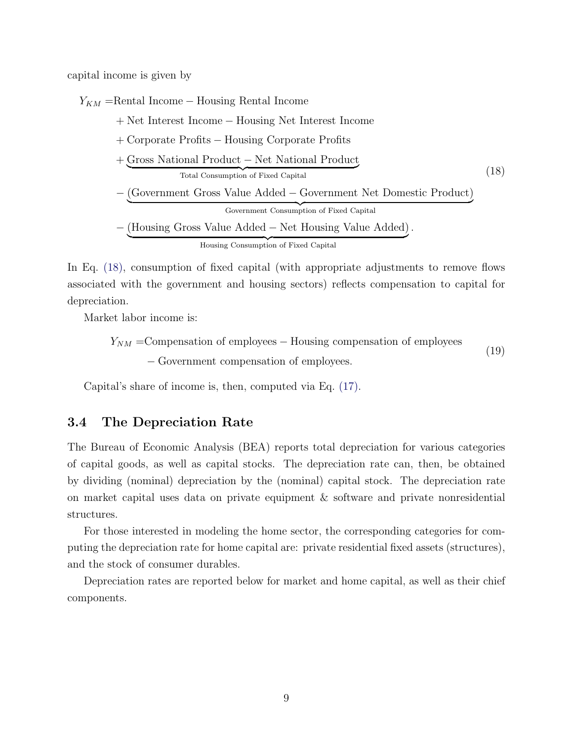capital income is given by

$$
\begin{aligned}
Y_{KM} = &\text{Rental Income} - \text{Housing Rental Income} \\
&+ \text{Net Interest Income} - \text{Housing Net Interest Income} \\
&+ \text{Corporate Profits} - \text{Housing Corporate Profits} \\
&+ \underbrace{\text{Gross National Product} - \text{Net National Product}}_{\text{Total Consumption of Fixed Capital}} \\
&- \underbrace{(\text{Government Gross Value Added} - \text{Government Net Domestic Product})}_{\text{Government Consumption of Fixed Capital}} \\
&- \underbrace{(\text{Housing Gross Value Added} - \text{Net Housing Value Added})}_{\text{Housing Consumption of Fixed Capital}}.
\end{aligned} \tag{18}
$$

In Eq. (18), consumption of fixed capital (with appropriate adjustments to remove flows associated with the government and housing sectors) reflects compensation to capital for depreciation.

Market labor income is:

$$
\begin{aligned}
Y_{NM} = &\text{Compensation of employees} - \text{Housing compensation of employees} \\
&- \text{Government compensation of employees.}
\end{aligned} \tag{19}
$$

Capital's share of income is, then, computed via Eq. (17).

### 3.4 The Depreciation Rate

The Bureau of Economic Analysis (BEA) reports total depreciation for various categories of capital goods, as well as capital stocks. The depreciation rate can, then, be obtained by dividing (nominal) depreciation by the (nominal) capital stock. The depreciation rate on market capital uses data on private equipment & software and private nonresidential structures.

For those interested in modeling the home sector, the corresponding categories for computing the depreciation rate for home capital are: private residential fixed assets (structures), and the stock of consumer durables.

Depreciation rates are reported below for market and home capital, as well as their chief components.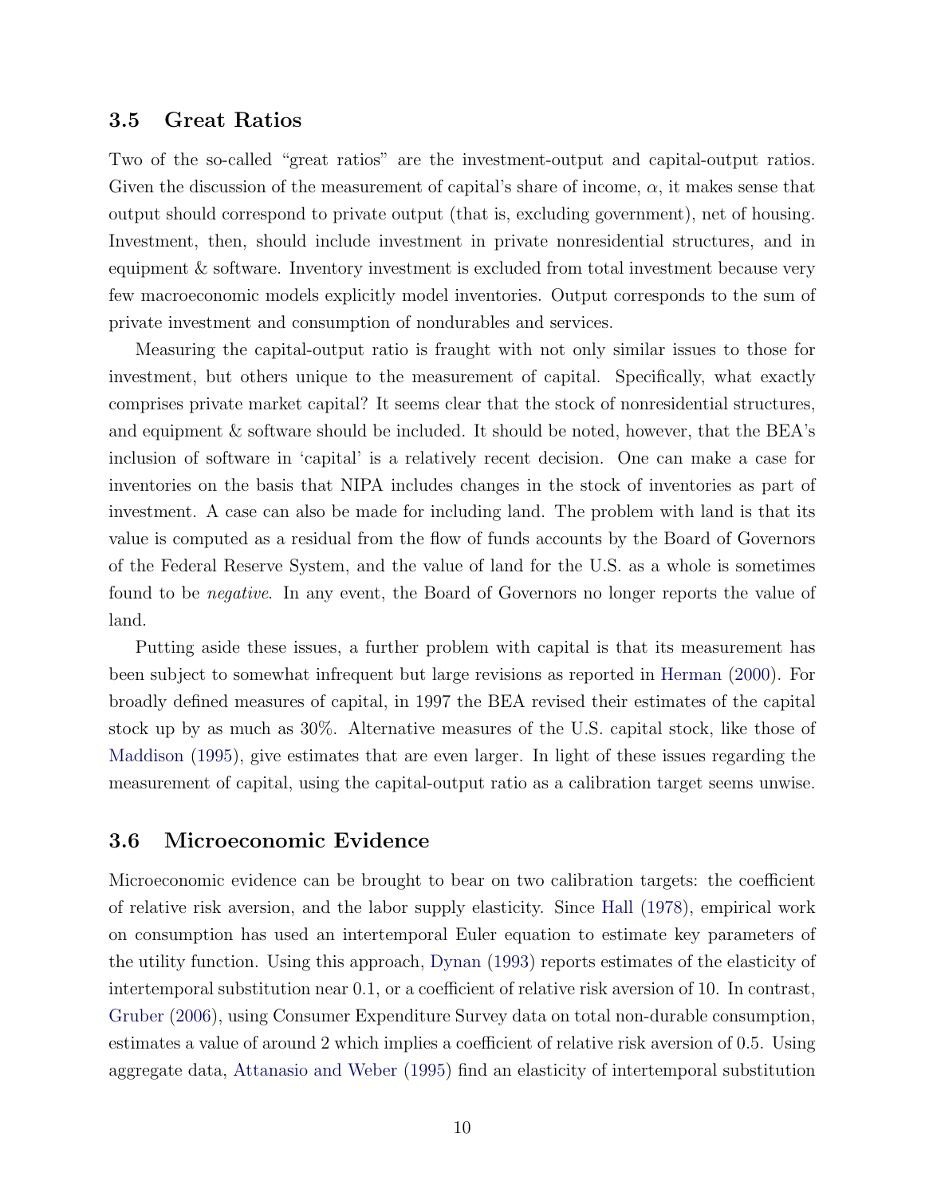### 3.5 Great Ratios

Two of the so-called "great ratios" are the investment-output and capital-output ratios. Given the discussion of the measurement of capital's share of income, $\alpha$, it makes sense that output should correspond to private output (that is, excluding government), net of housing. Investment, then, should include investment in private nonresidential structures, and in equipment & software. Inventory investment is excluded from total investment because very few macroeconomic models explicitly model inventories. Output corresponds to the sum of private investment and consumption of nondurables and services.

Measuring the capital-output ratio is fraught with not only similar issues to those for investment, but others unique to the measurement of capital. Specifically, what exactly comprises private market capital? It seems clear that the stock of nonresidential structures, and equipment & software should be included. It should be noted, however, that the BEA's inclusion of software in 'capital' is a relatively recent decision. One can make a case for inventories on the basis that NIPA includes changes in the stock of inventories as part of investment. A case can also be made for including land. The problem with land is that its value is computed as a residual from the flow of funds accounts by the Board of Governors of the Federal Reserve System, and the value of land for the U.S. as a whole is sometimes found to be *negative*. In any event, the Board of Governors no longer reports the value of land.

Putting aside these issues, a further problem with capital is that its measurement has been subject to somewhat infrequent but large revisions as reported in Herman (2000). For broadly defined measures of capital, in 1997 the BEA revised their estimates of the capital stock up by as much as 30%. Alternative measures of the U.S. capital stock, like those of Maddison (1995), give estimates that are even larger. In light of these issues regarding the measurement of capital, using the capital-output ratio as a calibration target seems unwise.

### 3.6 Microeconomic Evidence

Microeconomic evidence can be brought to bear on two calibration targets: the coefficient of relative risk aversion, and the labor supply elasticity. Since Hall (1978), empirical work on consumption has used an intertemporal Euler equation to estimate key parameters of the utility function. Using this approach, Dynan (1993) reports estimates of the elasticity of intertemporal substitution near 0.1, or a coefficient of relative risk aversion of 10. In contrast, Gruber (2006), using Consumer Expenditure Survey data on total non-durable consumption, estimates a value of around 2 which implies a coefficient of relative risk aversion of 0.5. Using aggregate data, Attanasio and Weber (1995) find an elasticity of intertemporal substitution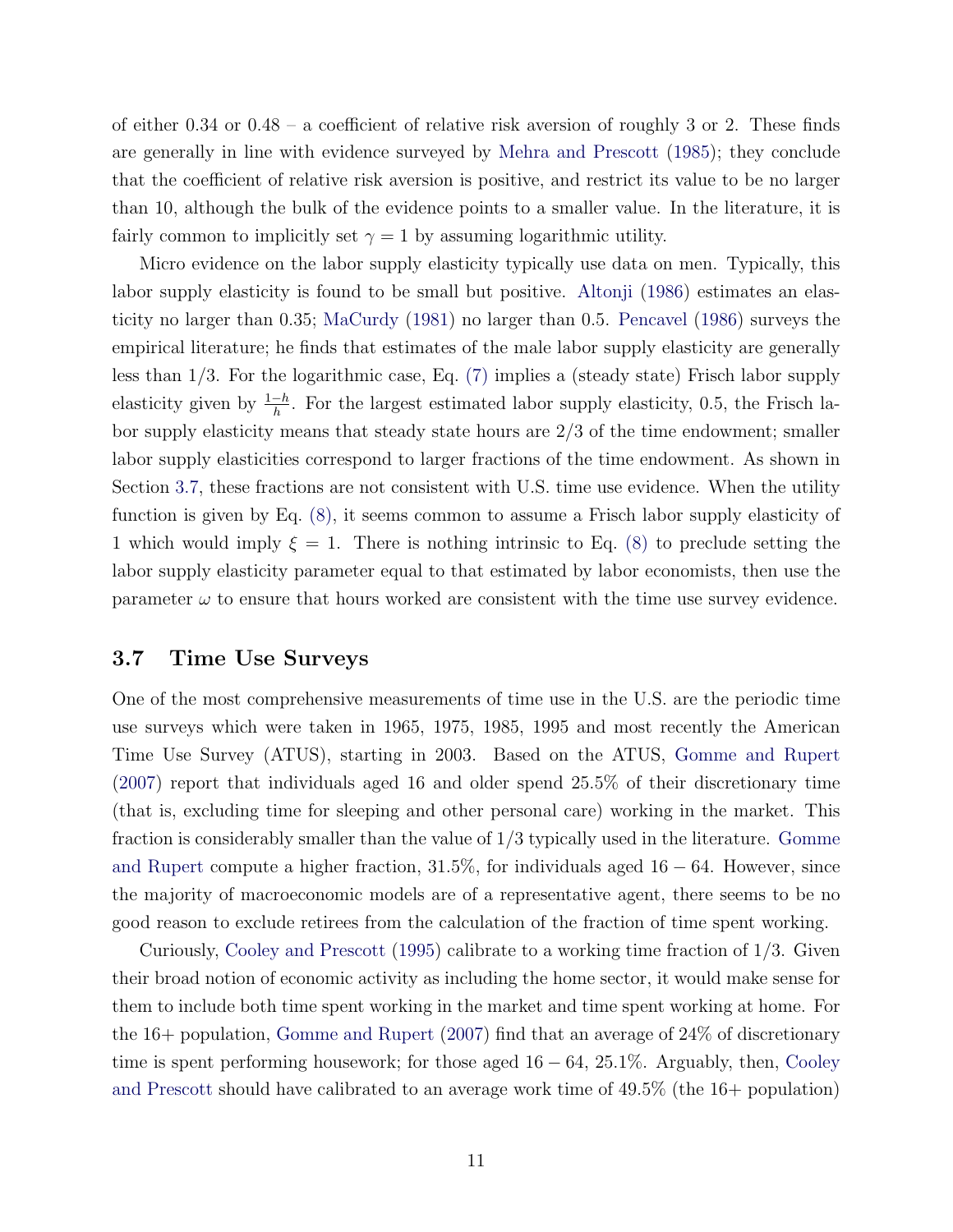of either 0.34 or 0.48 – a coefficient of relative risk aversion of roughly 3 or 2. These finds are generally in line with evidence surveyed by Mehra and Prescott (1985); they conclude that the coefficient of relative risk aversion is positive, and restrict its value to be no larger than 10, although the bulk of the evidence points to a smaller value. In the literature, it is fairly common to implicitly set $\gamma = 1$ by assuming logarithmic utility.

Micro evidence on the labor supply elasticity typically use data on men. Typically, this labor supply elasticity is found to be small but positive. Altonji (1986) estimates an elasticity no larger than 0.35; MaCurdy (1981) no larger than 0.5. Pencavel (1986) surveys the empirical literature; he finds that estimates of the male labor supply elasticity are generally less than 1/3. For the logarithmic case, Eq. (7) implies a (steady state) Frisch labor supply elasticity given by $\frac{1-h}{h}$. For the largest estimated labor supply elasticity, 0.5, the Frisch labor supply elasticity means that steady state hours are 2/3 of the time endowment; smaller labor supply elasticities correspond to larger fractions of the time endowment. As shown in Section 3.7, these fractions are not consistent with U.S. time use evidence. When the utility function is given by Eq. (8), it seems common to assume a Frisch labor supply elasticity of 1 which would imply $\xi = 1$. There is nothing intrinsic to Eq. (8) to preclude setting the labor supply elasticity parameter equal to that estimated by labor economists, then use the parameter $\omega$ to ensure that hours worked are consistent with the time use survey evidence.

### 3.7 Time Use Surveys

One of the most comprehensive measurements of time use in the U.S. are the periodic time use surveys which were taken in 1965, 1975, 1985, 1995 and most recently the American Time Use Survey (ATUS), starting in 2003. Based on the ATUS, Gomme and Rupert (2007) report that individuals aged 16 and older spend 25.5% of their discretionary time (that is, excluding time for sleeping and other personal care) working in the market. This fraction is considerably smaller than the value of 1/3 typically used in the literature. Gomme and Rupert compute a higher fraction, 31.5%, for individuals aged $16-64$. However, since the majority of macroeconomic models are of a representative agent, there seems to be no good reason to exclude retirees from the calculation of the fraction of time spent working.

Curiously, Cooley and Prescott (1995) calibrate to a working time fraction of 1/3. Given their broad notion of economic activity as including the home sector, it would make sense for them to include both time spent working in the market and time spent working at home. For the 16+ population, Gomme and Rupert (2007) find that an average of 24% of discretionary time is spent performing housework; for those aged $16-64$, 25.1%. Arguably, then, Cooley and Prescott should have calibrated to an average work time of 49.5% (the 16+ population)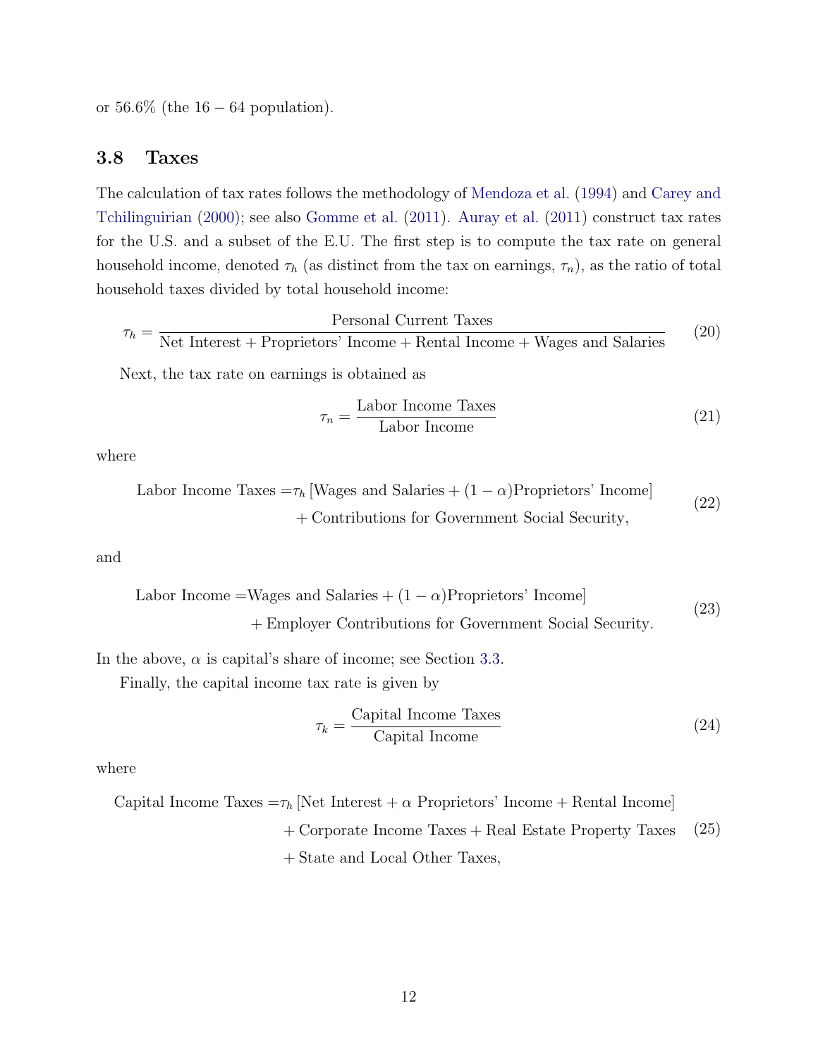or 56.6% (the $16 - 64$ population).

## 3.8 Taxes

The calculation of tax rates follows the methodology of Mendoza et al. (1994) and Carey and Tchilinguirian (2000); see also Gomme et al. (2011). Auray et al. (2011) construct tax rates for the U.S. and a subset of the E.U. The first step is to compute the tax rate on general household income, denoted $\tau_h$ (as distinct from the tax on earnings, $\tau_n$), as the ratio of total household taxes divided by total household income:

$$\tau_h = \frac{\text{Personal Current Taxes}}{\text{Net Interest} + \text{Proprietors' Income} + \text{Rental Income} + \text{Wages and Salaries}} \tag{20}$$

Next, the tax rate on earnings is obtained as

$$\tau_n = \frac{\text{Labor Income Taxes}}{\text{Labor Income}} \tag{21}$$

where

$$\begin{aligned} \text{Labor Income Taxes} =& \tau_h \left[\text{Wages and Salaries} + (1-\alpha)\text{Proprietors' Income}\right] \\ &+ \text{Contributions for Government Social Security,} \end{aligned} \tag{22}$$

and

$$\begin{aligned} \text{Labor Income} =& \text{Wages and Salaries} + (1-\alpha)\text{Proprietors' Income}] \\ &+ \text{Employer Contributions for Government Social Security.} \end{aligned} \tag{23}$$

In the above, $\alpha$ is capital's share of income; see Section 3.3.

Finally, the capital income tax rate is given by

$$\tau_k = \frac{\text{Capital Income Taxes}}{\text{Capital Income}} \tag{24}$$

where

$$\begin{aligned} \text{Capital Income Taxes} =& \tau_h \left[\text{Net Interest} + \alpha \text{ Proprietors' Income} + \text{Rental Income}\right] \\ &+ \text{Corporate Income Taxes} + \text{Real Estate Property Taxes} \\ &+ \text{State and Local Other Taxes,} \end{aligned} \tag{25}$$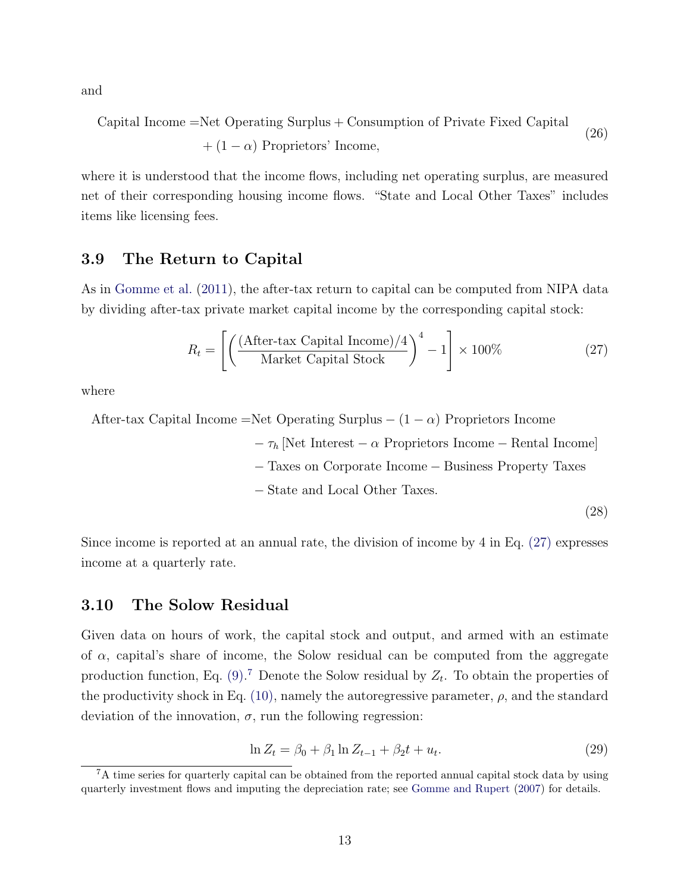and

$$
\begin{aligned}
\text{Capital Income} =& \text{Net Operating Surplus} + \text{Consumption of Private Fixed Capital} \\
&+ (1-\alpha) \text{ Proprietors' Income},
\end{aligned}
\tag{26}
$$

where it is understood that the income flows, including net operating surplus, are measured net of their corresponding housing income flows. "State and Local Other Taxes" includes items like licensing fees.

## 3.9 The Return to Capital

As in Gomme et al. (2011), the after-tax return to capital can be computed from NIPA data by dividing after-tax private market capital income by the corresponding capital stock:

$$
R_t = \left[ \left( \frac{(\text{After-tax Capital Income})/4}{\text{Market Capital Stock}} \right)^4 - 1 \right] \times 100\% \tag{27}
$$

where

$$
\begin{aligned}
\text{After-tax Capital Income} =& \text{Net Operating Surplus} - (1-\alpha) \text{ Proprietors Income} \\
&- \tau_h \left[ \text{Net Interest} - \alpha \text{ Proprietors Income} - \text{Rental Income} \right] \\
&- \text{Taxes on Corporate Income} - \text{Business Property Taxes} \\
&- \text{State and Local Other Taxes}.
\end{aligned}
\tag{28}
$$

Since income is reported at an annual rate, the division of income by 4 in Eq. (27) expresses income at a quarterly rate.

## 3.10 The Solow Residual

Given data on hours of work, the capital stock and output, and armed with an estimate of $\alpha$, capital's share of income, the Solow residual can be computed from the aggregate production function, Eq. (9).[7] Denote the Solow residual by $Z_t$. To obtain the properties of the productivity shock in Eq. (10), namely the autoregressive parameter, $\rho$, and the standard deviation of the innovation, $\sigma$, run the following regression:

$$
\ln Z_t = \beta_0 + \beta_1 \ln Z_{t-1} + \beta_2 t + u_t. \tag{29}
$$

[7] A time series for quarterly capital can be obtained from the reported annual capital stock data by using quarterly investment flows and imputing the depreciation rate; see Gomme and Rupert (2007) for details.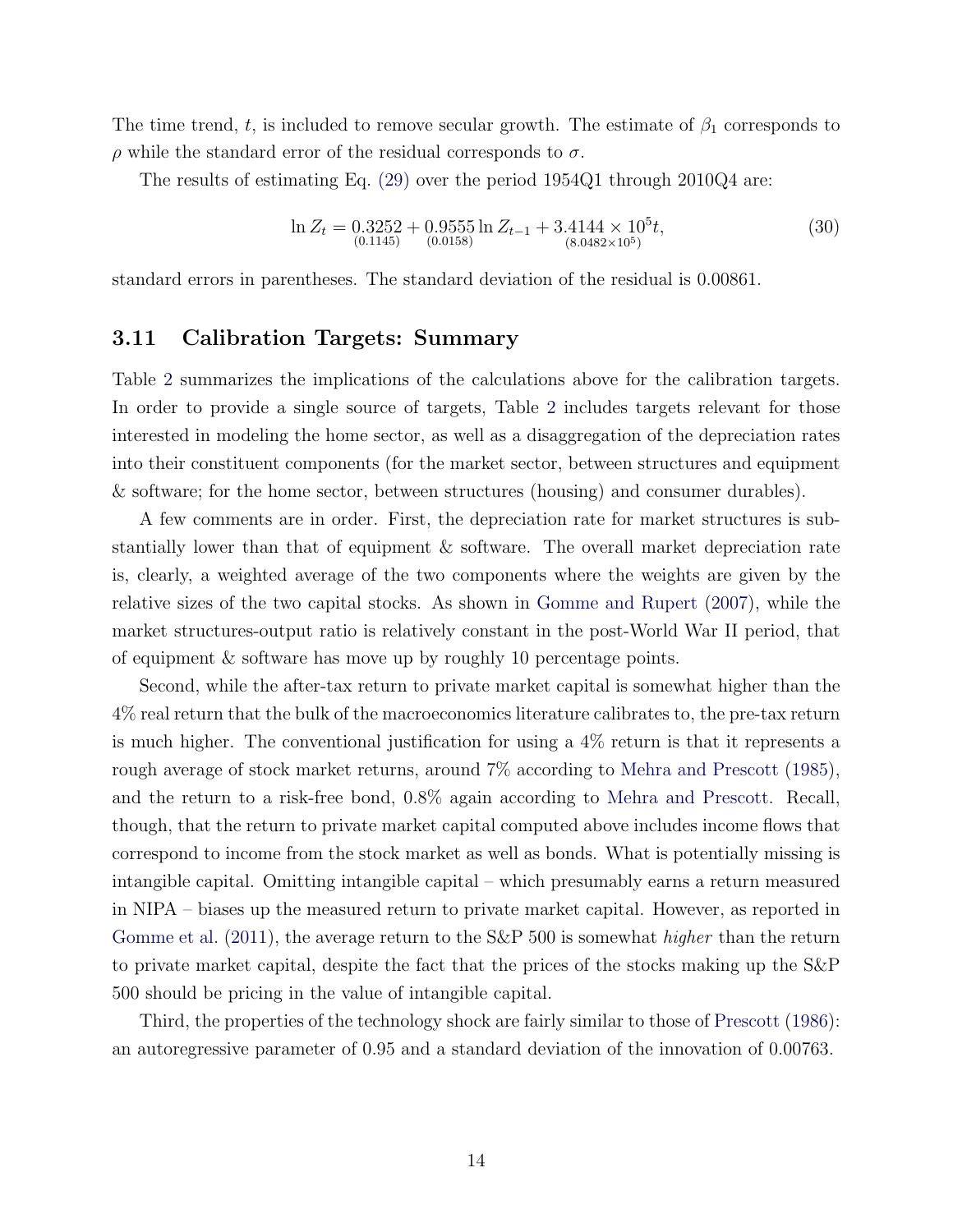The time trend, $t$, is included to remove secular growth. The estimate of $\beta_1$ corresponds to $\rho$ while the standard error of the residual corresponds to $\sigma$.

The results of estimating Eq. (29) over the period 1954Q1 through 2010Q4 are:

$$\ln Z_t = \underset{(0.1145)}{0.3252} + \underset{(0.0158)}{0.9555} \ln Z_{t-1} + \underset{(8.0482\times 10^5)}{3.4144 \times 10^5} t, \tag{30}$$

standard errors in parentheses. The standard deviation of the residual is 0.00861.

### 3.11 Calibration Targets: Summary

Table 2 summarizes the implications of the calculations above for the calibration targets. In order to provide a single source of targets, Table 2 includes targets relevant for those interested in modeling the home sector, as well as a disaggregation of the depreciation rates into their constituent components (for the market sector, between structures and equipment & software; for the home sector, between structures (housing) and consumer durables).

A few comments are in order. First, the depreciation rate for market structures is substantially lower than that of equipment & software. The overall market depreciation rate is, clearly, a weighted average of the two components where the weights are given by the relative sizes of the two capital stocks. As shown in Gomme and Rupert (2007), while the market structures-output ratio is relatively constant in the post-World War II period, that of equipment & software has move up by roughly 10 percentage points.

Second, while the after-tax return to private market capital is somewhat higher than the 4% real return that the bulk of the macroeconomics literature calibrates to, the pre-tax return is much higher. The conventional justification for using a 4% return is that it represents a rough average of stock market returns, around 7% according to Mehra and Prescott (1985), and the return to a risk-free bond, 0.8% again according to Mehra and Prescott. Recall, though, that the return to private market capital computed above includes income flows that correspond to income from the stock market as well as bonds. What is potentially missing is intangible capital. Omitting intangible capital – which presumably earns a return measured in NIPA – biases up the measured return to private market capital. However, as reported in Gomme et al. (2011), the average return to the S&P 500 is somewhat *higher* than the return to private market capital, despite the fact that the prices of the stocks making up the S&P 500 should be pricing in the value of intangible capital.

Third, the properties of the technology shock are fairly similar to those of Prescott (1986): an autoregressive parameter of 0.95 and a standard deviation of the innovation of 0.00763.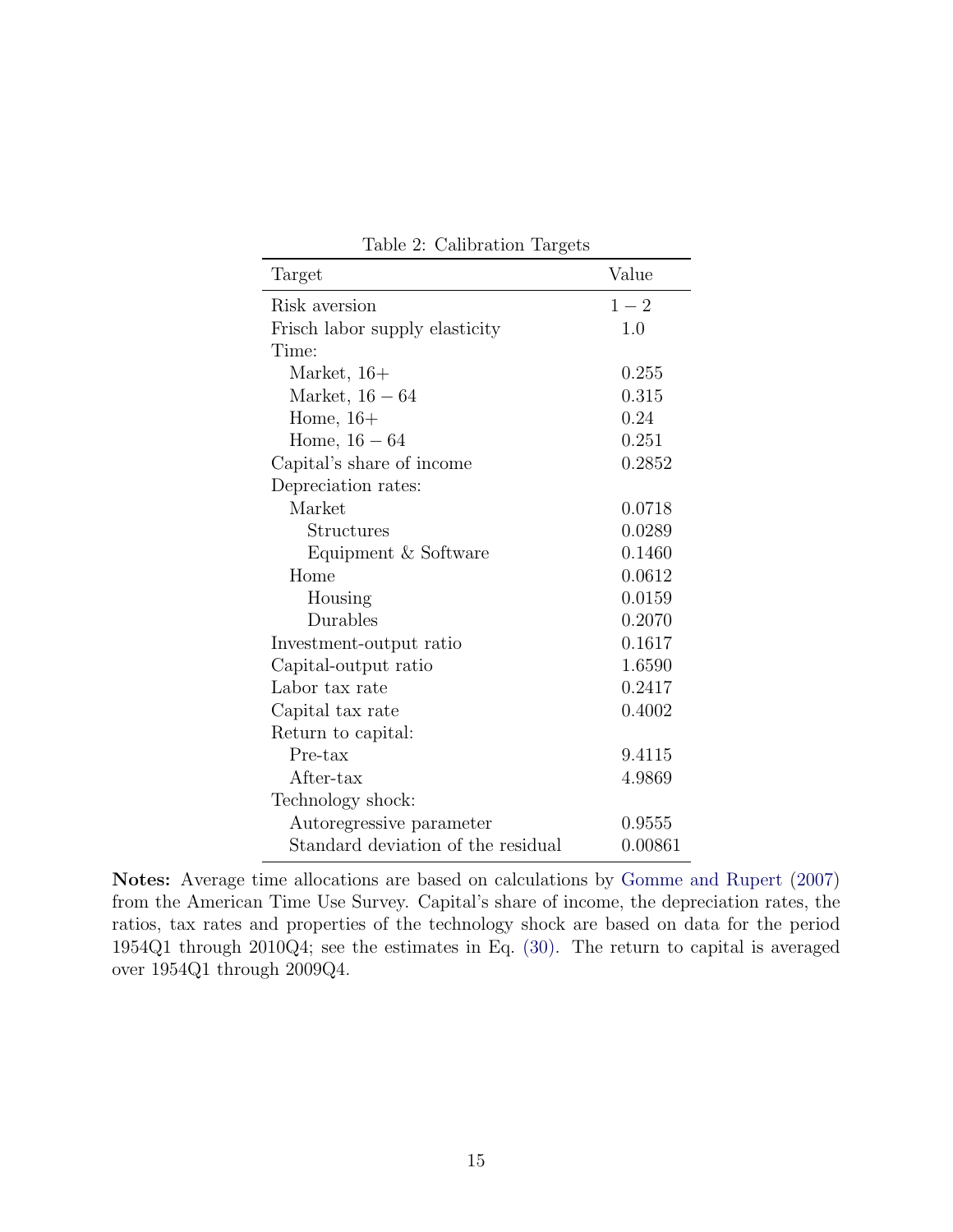Table 2: Calibration Targets

| Target | Value |
|---|---|
| Risk aversion | $1-2$ |
| Frisch labor supply elasticity | 1.0 |
| Time: | |
| Market, 16+ | 0.255 |
| Market, $16-64$ | 0.315 |
| Home, 16+ | 0.24 |
| Home, $16-64$ | 0.251 |
| Capital's share of income | 0.2852 |
| Depreciation rates: | |
| Market | 0.0718 |
| Structures | 0.0289 |
| Equipment & Software | 0.1460 |
| Home | 0.0612 |
| Housing | 0.0159 |
| Durables | 0.2070 |
| Investment-output ratio | 0.1617 |
| Capital-output ratio | 1.6590 |
| Labor tax rate | 0.2417 |
| Capital tax rate | 0.4002 |
| Return to capital: | |
| Pre-tax | 9.4115 |
| After-tax | 4.9869 |
| Technology shock: | |
| Autoregressive parameter | 0.9555 |
| Standard deviation of the residual | 0.00861 |

**Notes:** Average time allocations are based on calculations by Gomme and Rupert (2007) from the American Time Use Survey. Capital's share of income, the depreciation rates, the ratios, tax rates and properties of the technology shock are based on data for the period 1954Q1 through 2010Q4; see the estimates in Eq. (30). The return to capital is averaged over 1954Q1 through 2009Q4.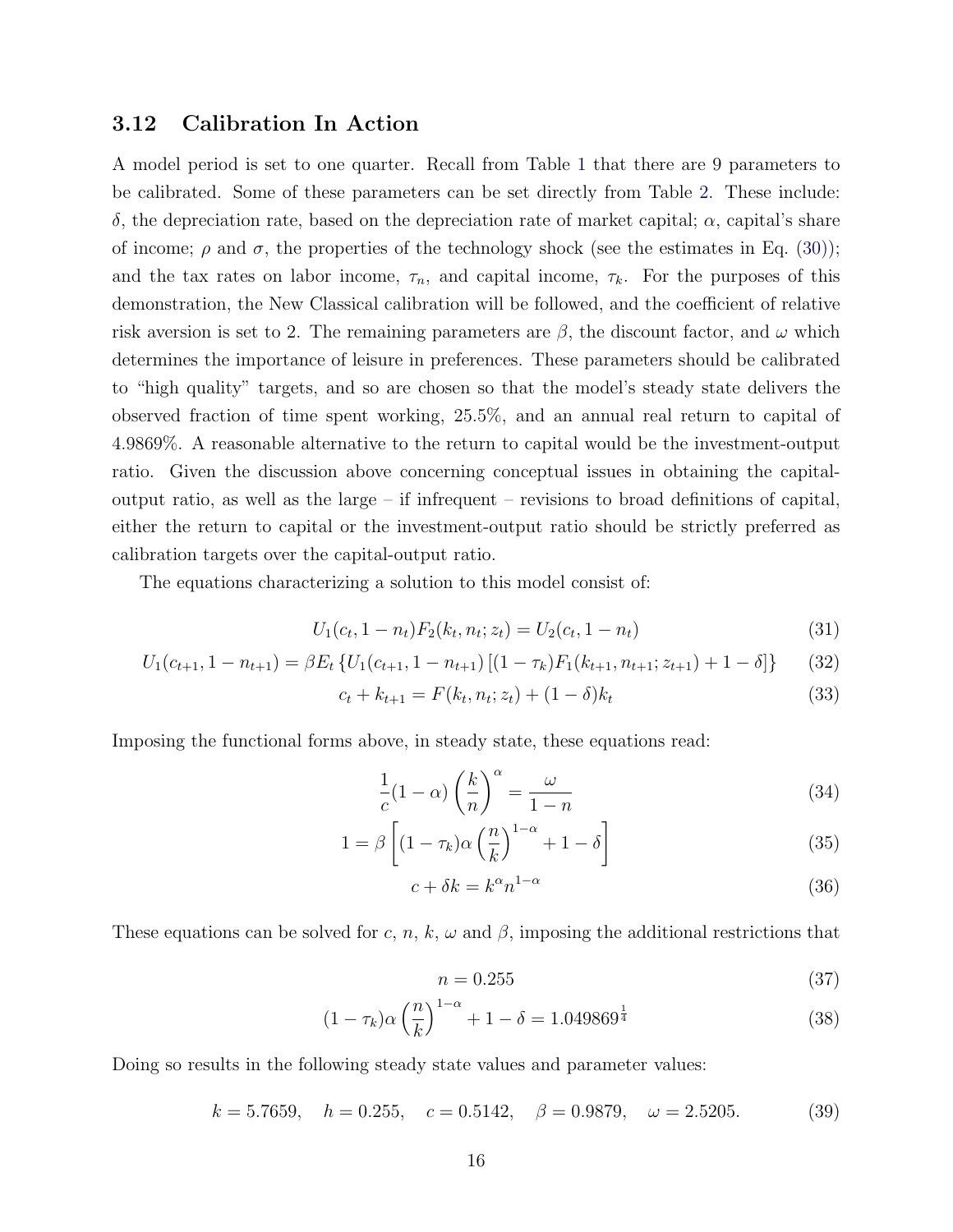### 3.12 Calibration In Action

A model period is set to one quarter. Recall from Table 1 that there are 9 parameters to be calibrated. Some of these parameters can be set directly from Table 2. These include: $\delta$, the depreciation rate, based on the depreciation rate of market capital; $\alpha$, capital's share of income; $\rho$ and $\sigma$, the properties of the technology shock (see the estimates in Eq. (30)); and the tax rates on labor income, $\tau_n$, and capital income, $\tau_k$. For the purposes of this demonstration, the New Classical calibration will be followed, and the coefficient of relative risk aversion is set to 2. The remaining parameters are $\beta$, the discount factor, and $\omega$ which determines the importance of leisure in preferences. These parameters should be calibrated to "high quality" targets, and so are chosen so that the model's steady state delivers the observed fraction of time spent working, 25.5%, and an annual real return to capital of 4.9869%. A reasonable alternative to the return to capital would be the investment-output ratio. Given the discussion above concerning conceptual issues in obtaining the capital-output ratio, as well as the large – if infrequent – revisions to broad definitions of capital, either the return to capital or the investment-output ratio should be strictly preferred as calibration targets over the capital-output ratio.

The equations characterizing a solution to this model consist of:

$$U_1(c_t, 1-n_t)F_2(k_t, n_t; z_t) = U_2(c_t, 1-n_t) \tag{31}$$

$$U_1(c_{t+1}, 1-n_{t+1}) = \beta E_t \left\{ U_1(c_{t+1}, 1-n_{t+1}) \left[ (1-\tau_k)F_1(k_{t+1}, n_{t+1}; z_{t+1}) + 1 - \delta \right] \right\} \tag{32}$$

$$c_t + k_{t+1} = F(k_t, n_t; z_t) + (1-\delta)k_t \tag{33}$$

Imposing the functional forms above, in steady state, these equations read:

$$\frac{1}{c}(1-\alpha)\left(\frac{k}{n}\right)^{\alpha} = \frac{\omega}{1-n} \tag{34}$$

$$1 = \beta\left[(1-\tau_k)\alpha\left(\frac{n}{k}\right)^{1-\alpha} + 1 - \delta\right] \tag{35}$$

$$c + \delta k = k^{\alpha} n^{1-\alpha} \tag{36}$$

These equations can be solved for $c$, $n$, $k$, $\omega$ and $\beta$, imposing the additional restrictions that

$$n = 0.255 \tag{37}$$

$$(1-\tau_k)\alpha\left(\frac{n}{k}\right)^{1-\alpha} + 1 - \delta = 1.049869^{\frac{1}{4}} \tag{38}$$

Doing so results in the following steady state values and parameter values:

$$k = 5.7659, \quad h = 0.255, \quad c = 0.5142, \quad \beta = 0.9879, \quad \omega = 2.5205. \tag{39}$$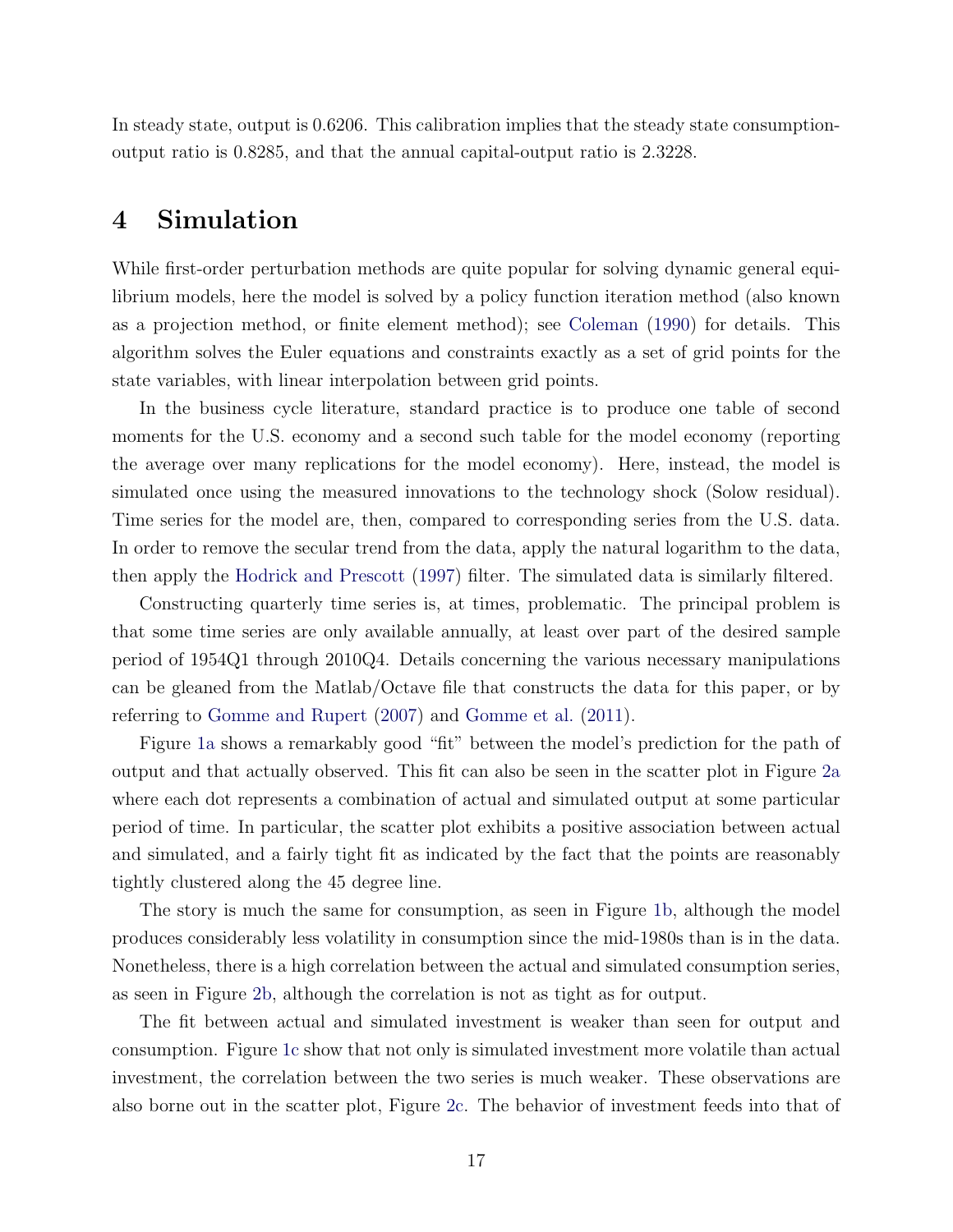In steady state, output is 0.6206. This calibration implies that the steady state consumption-output ratio is 0.8285, and that the annual capital-output ratio is 2.3228.

# 4 Simulation

While first-order perturbation methods are quite popular for solving dynamic general equilibrium models, here the model is solved by a policy function iteration method (also known as a projection method, or finite element method); see Coleman (1990) for details. This algorithm solves the Euler equations and constraints exactly as a set of grid points for the state variables, with linear interpolation between grid points.

In the business cycle literature, standard practice is to produce one table of second moments for the U.S. economy and a second such table for the model economy (reporting the average over many replications for the model economy). Here, instead, the model is simulated once using the measured innovations to the technology shock (Solow residual). Time series for the model are, then, compared to corresponding series from the U.S. data. In order to remove the secular trend from the data, apply the natural logarithm to the data, then apply the Hodrick and Prescott (1997) filter. The simulated data is similarly filtered.

Constructing quarterly time series is, at times, problematic. The principal problem is that some time series are only available annually, at least over part of the desired sample period of 1954Q1 through 2010Q4. Details concerning the various necessary manipulations can be gleaned from the Matlab/Octave file that constructs the data for this paper, or by referring to Gomme and Rupert (2007) and Gomme et al. (2011).

Figure 1a shows a remarkably good "fit" between the model's prediction for the path of output and that actually observed. This fit can also be seen in the scatter plot in Figure 2a where each dot represents a combination of actual and simulated output at some particular period of time. In particular, the scatter plot exhibits a positive association between actual and simulated, and a fairly tight fit as indicated by the fact that the points are reasonably tightly clustered along the 45 degree line.

The story is much the same for consumption, as seen in Figure 1b, although the model produces considerably less volatility in consumption since the mid-1980s than is in the data. Nonetheless, there is a high correlation between the actual and simulated consumption series, as seen in Figure 2b, although the correlation is not as tight as for output.

The fit between actual and simulated investment is weaker than seen for output and consumption. Figure 1c show that not only is simulated investment more volatile than actual investment, the correlation between the two series is much weaker. These observations are also borne out in the scatter plot, Figure 2c. The behavior of investment feeds into that of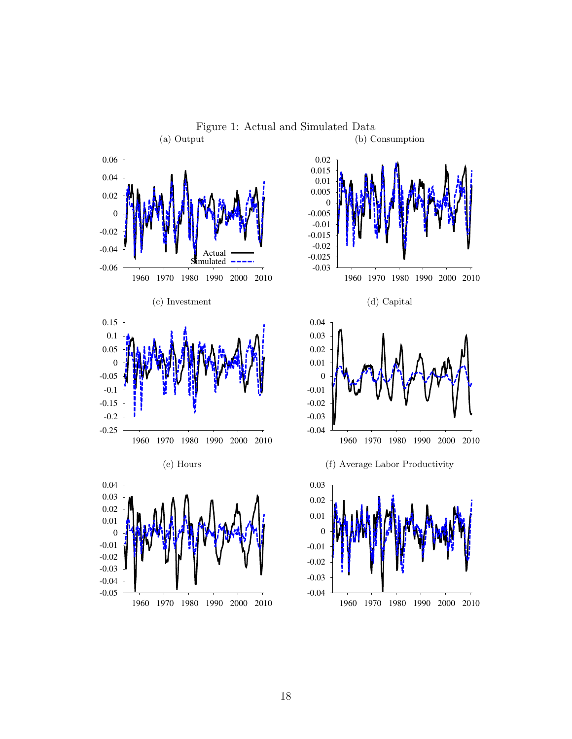Figure 1: Actual and Simulated Data

(a) Output

(b) Consumption

(c) Investment

(d) Capital

(e) Hours

(f) Average Labor Productivity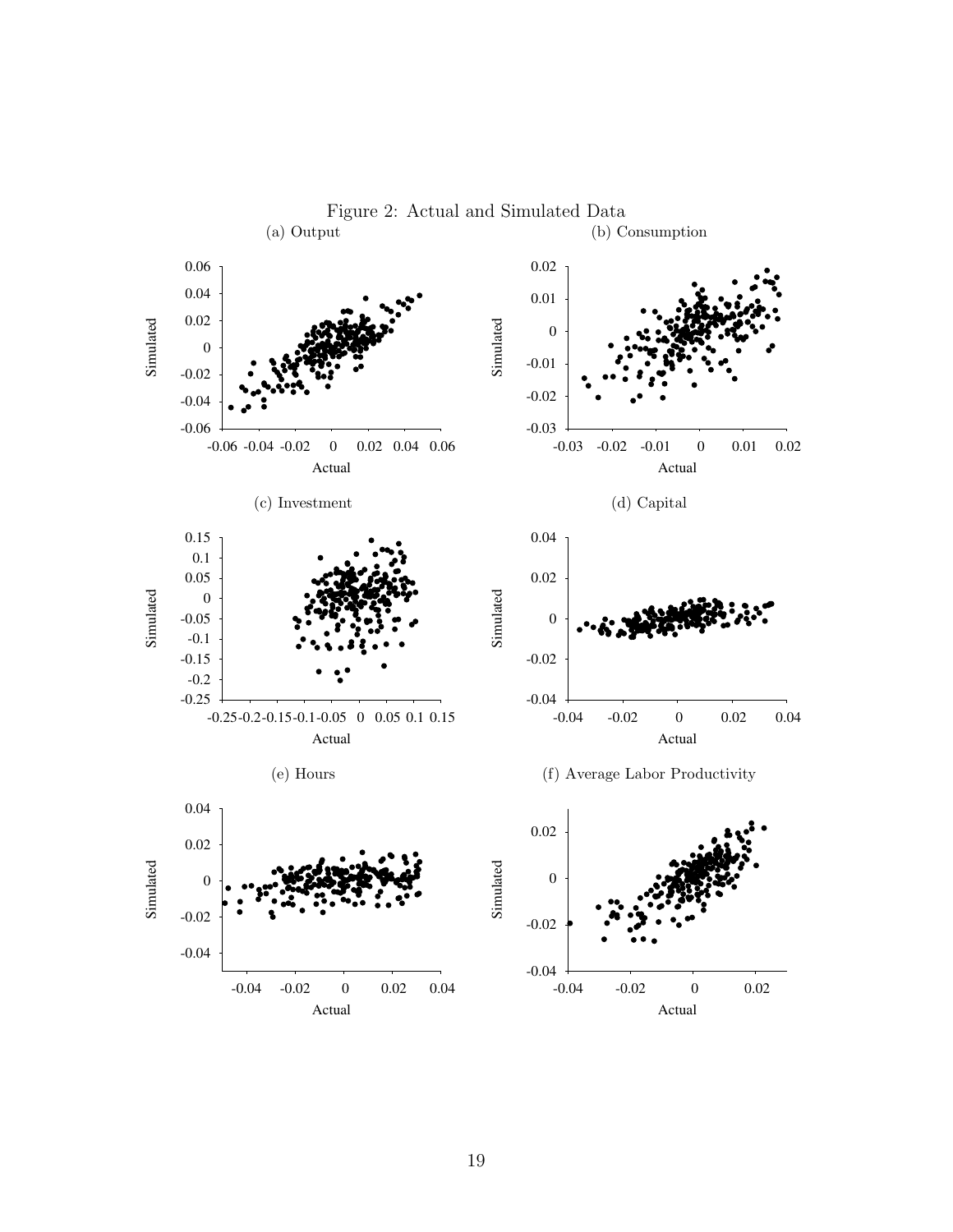Figure 2: Actual and Simulated Data

(a) Output

(b) Consumption

(c) Investment

(d) Capital

(e) Hours

(f) Average Labor Productivity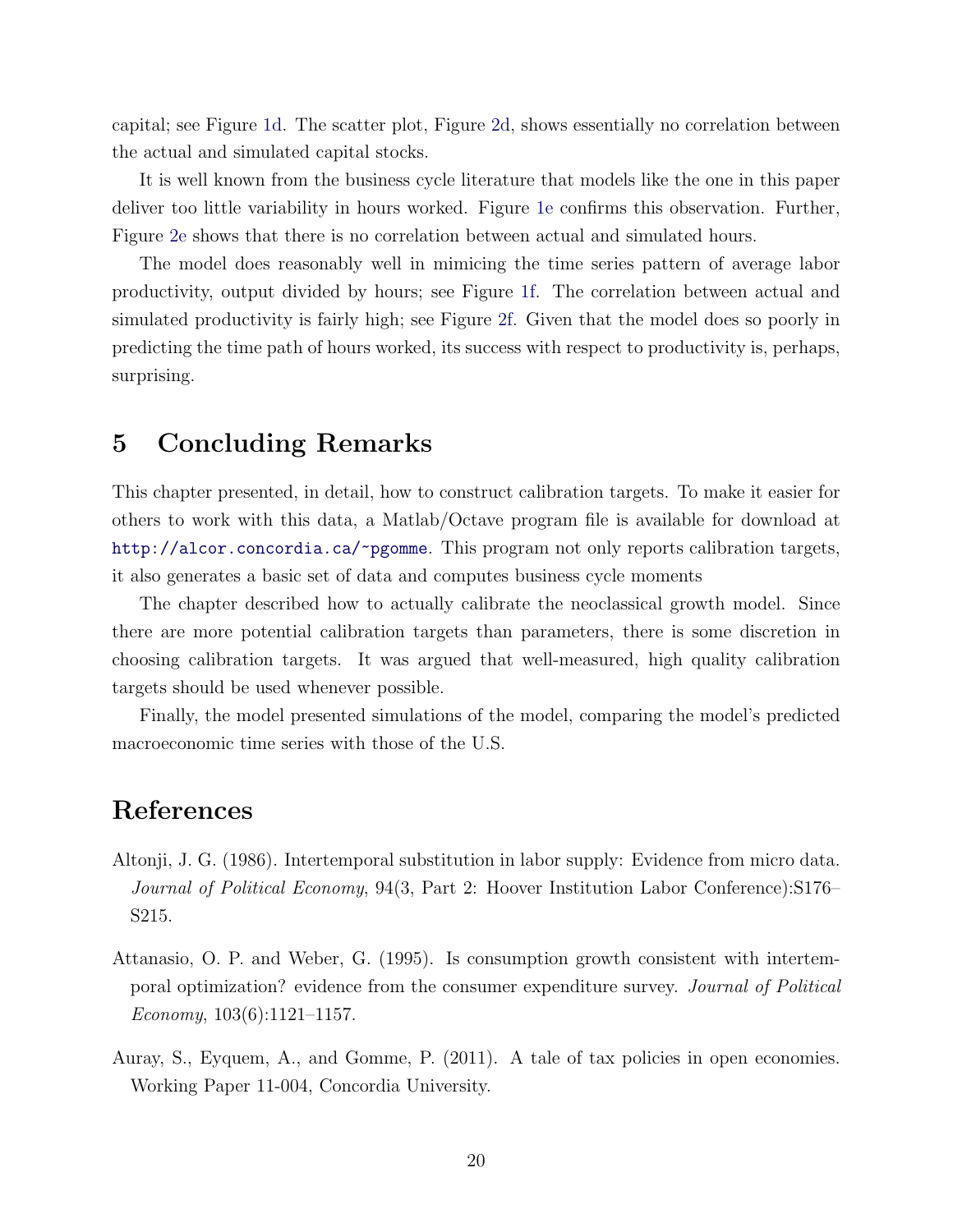capital; see Figure 1d. The scatter plot, Figure 2d, shows essentially no correlation between the actual and simulated capital stocks.

It is well known from the business cycle literature that models like the one in this paper deliver too little variability in hours worked. Figure 1e confirms this observation. Further, Figure 2e shows that there is no correlation between actual and simulated hours.

The model does reasonably well in mimicing the time series pattern of average labor productivity, output divided by hours; see Figure 1f. The correlation between actual and simulated productivity is fairly high; see Figure 2f. Given that the model does so poorly in predicting the time path of hours worked, its success with respect to productivity is, perhaps, surprising.

# 5 Concluding Remarks

This chapter presented, in detail, how to construct calibration targets. To make it easier for others to work with this data, a Matlab/Octave program file is available for download at http://alcor.concordia.ca/~pgomme. This program not only reports calibration targets, it also generates a basic set of data and computes business cycle moments

The chapter described how to actually calibrate the neoclassical growth model. Since there are more potential calibration targets than parameters, there is some discretion in choosing calibration targets. It was argued that well-measured, high quality calibration targets should be used whenever possible.

Finally, the model presented simulations of the model, comparing the model's predicted macroeconomic time series with those of the U.S.

# References

Altonji, J. G. (1986). Intertemporal substitution in labor supply: Evidence from micro data. *Journal of Political Economy*, 94(3, Part 2: Hoover Institution Labor Conference):S176–S215.

Attanasio, O. P. and Weber, G. (1995). Is consumption growth consistent with intertemporal optimization? evidence from the consumer expenditure survey. *Journal of Political Economy*, 103(6):1121–1157.

Auray, S., Eyquem, A., and Gomme, P. (2011). A tale of tax policies in open economies. Working Paper 11-004, Concordia University.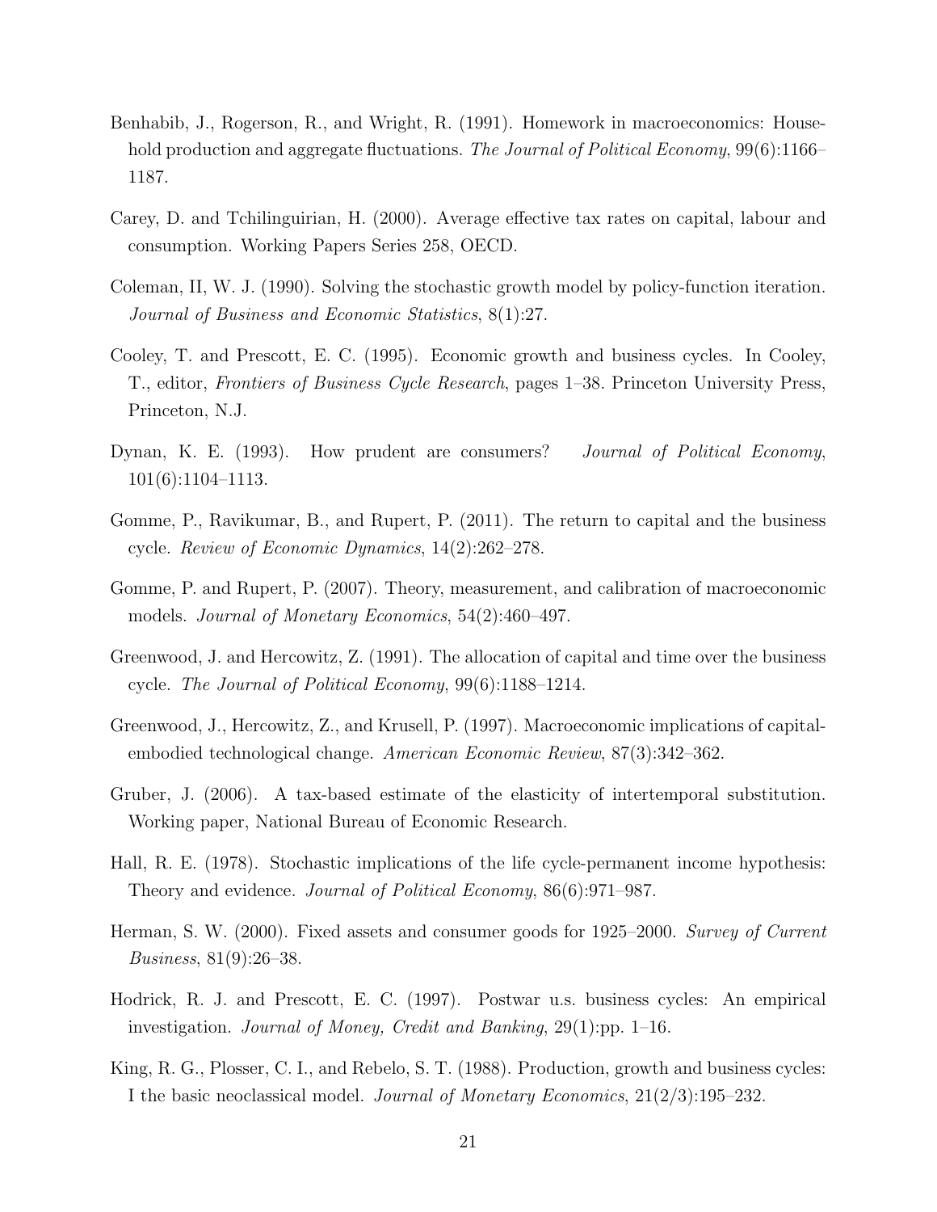Benhabib, J., Rogerson, R., and Wright, R. (1991). Homework in macroeconomics: Household production and aggregate fluctuations. *The Journal of Political Economy*, 99(6):1166–1187.

Carey, D. and Tchilinguirian, H. (2000). Average effective tax rates on capital, labour and consumption. Working Papers Series 258, OECD.

Coleman, II, W. J. (1990). Solving the stochastic growth model by policy-function iteration. *Journal of Business and Economic Statistics*, 8(1):27.

Cooley, T. and Prescott, E. C. (1995). Economic growth and business cycles. In Cooley, T., editor, *Frontiers of Business Cycle Research*, pages 1–38. Princeton University Press, Princeton, N.J.

Dynan, K. E. (1993). How prudent are consumers? *Journal of Political Economy*, 101(6):1104–1113.

Gomme, P., Ravikumar, B., and Rupert, P. (2011). The return to capital and the business cycle. *Review of Economic Dynamics*, 14(2):262–278.

Gomme, P. and Rupert, P. (2007). Theory, measurement, and calibration of macroeconomic models. *Journal of Monetary Economics*, 54(2):460–497.

Greenwood, J. and Hercowitz, Z. (1991). The allocation of capital and time over the business cycle. *The Journal of Political Economy*, 99(6):1188–1214.

Greenwood, J., Hercowitz, Z., and Krusell, P. (1997). Macroeconomic implications of capital-embodied technological change. *American Economic Review*, 87(3):342–362.

Gruber, J. (2006). A tax-based estimate of the elasticity of intertemporal substitution. Working paper, National Bureau of Economic Research.

Hall, R. E. (1978). Stochastic implications of the life cycle-permanent income hypothesis: Theory and evidence. *Journal of Political Economy*, 86(6):971–987.

Herman, S. W. (2000). Fixed assets and consumer goods for 1925–2000. *Survey of Current Business*, 81(9):26–38.

Hodrick, R. J. and Prescott, E. C. (1997). Postwar u.s. business cycles: An empirical investigation. *Journal of Money, Credit and Banking*, 29(1):pp. 1–16.

King, R. G., Plosser, C. I., and Rebelo, S. T. (1988). Production, growth and business cycles: I the basic neoclassical model. *Journal of Monetary Economics*, 21(2/3):195–232.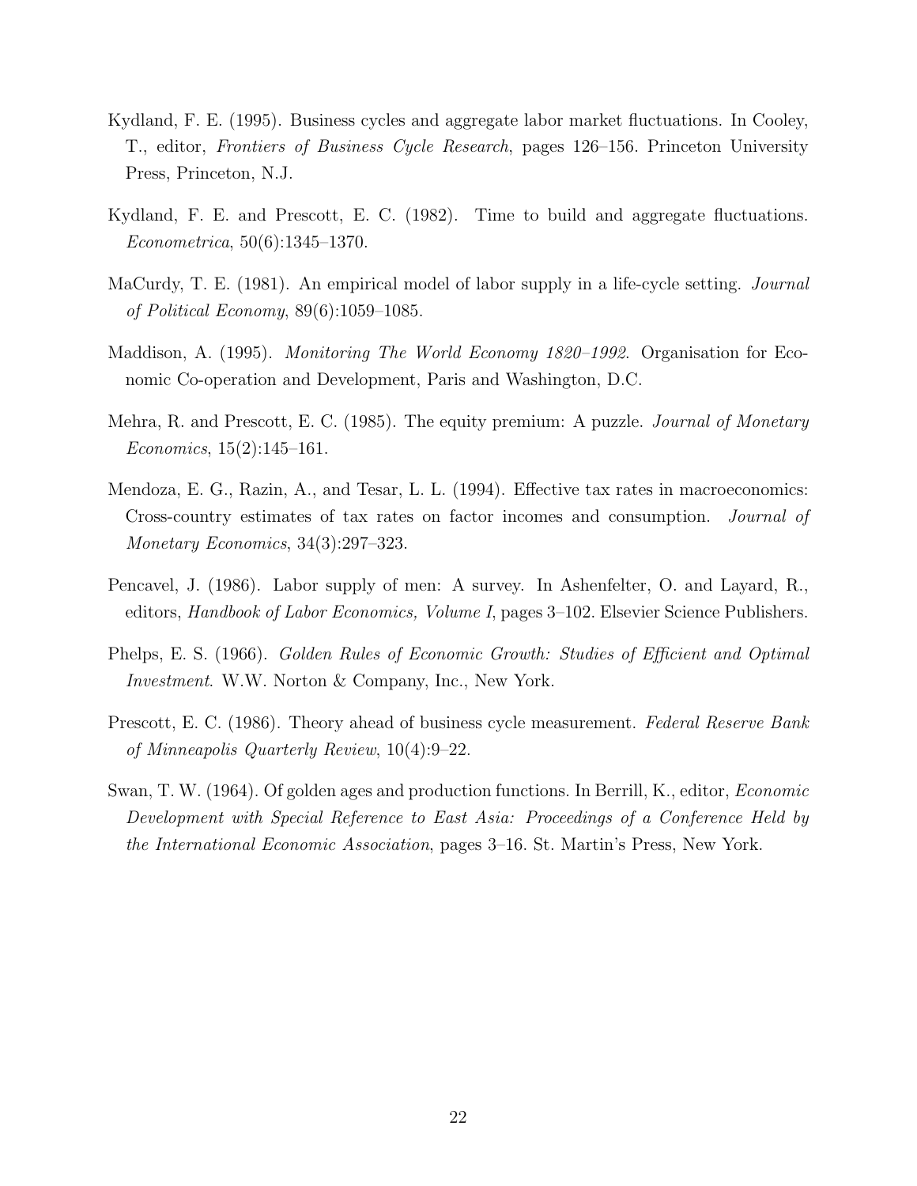Kydland, F. E. (1995). Business cycles and aggregate labor market fluctuations. In Cooley, T., editor, *Frontiers of Business Cycle Research*, pages 126–156. Princeton University Press, Princeton, N.J.

Kydland, F. E. and Prescott, E. C. (1982). Time to build and aggregate fluctuations. *Econometrica*, 50(6):1345–1370.

MaCurdy, T. E. (1981). An empirical model of labor supply in a life-cycle setting. *Journal of Political Economy*, 89(6):1059–1085.

Maddison, A. (1995). *Monitoring The World Economy 1820–1992*. Organisation for Economic Co-operation and Development, Paris and Washington, D.C.

Mehra, R. and Prescott, E. C. (1985). The equity premium: A puzzle. *Journal of Monetary Economics*, 15(2):145–161.

Mendoza, E. G., Razin, A., and Tesar, L. L. (1994). Effective tax rates in macroeconomics: Cross-country estimates of tax rates on factor incomes and consumption. *Journal of Monetary Economics*, 34(3):297–323.

Pencavel, J. (1986). Labor supply of men: A survey. In Ashenfelter, O. and Layard, R., editors, *Handbook of Labor Economics, Volume I*, pages 3–102. Elsevier Science Publishers.

Phelps, E. S. (1966). *Golden Rules of Economic Growth: Studies of Efficient and Optimal Investment*. W.W. Norton & Company, Inc., New York.

Prescott, E. C. (1986). Theory ahead of business cycle measurement. *Federal Reserve Bank of Minneapolis Quarterly Review*, 10(4):9–22.

Swan, T. W. (1964). Of golden ages and production functions. In Berrill, K., editor, *Economic Development with Special Reference to East Asia: Proceedings of a Conference Held by the International Economic Association*, pages 3–16. St. Martin's Press, New York.